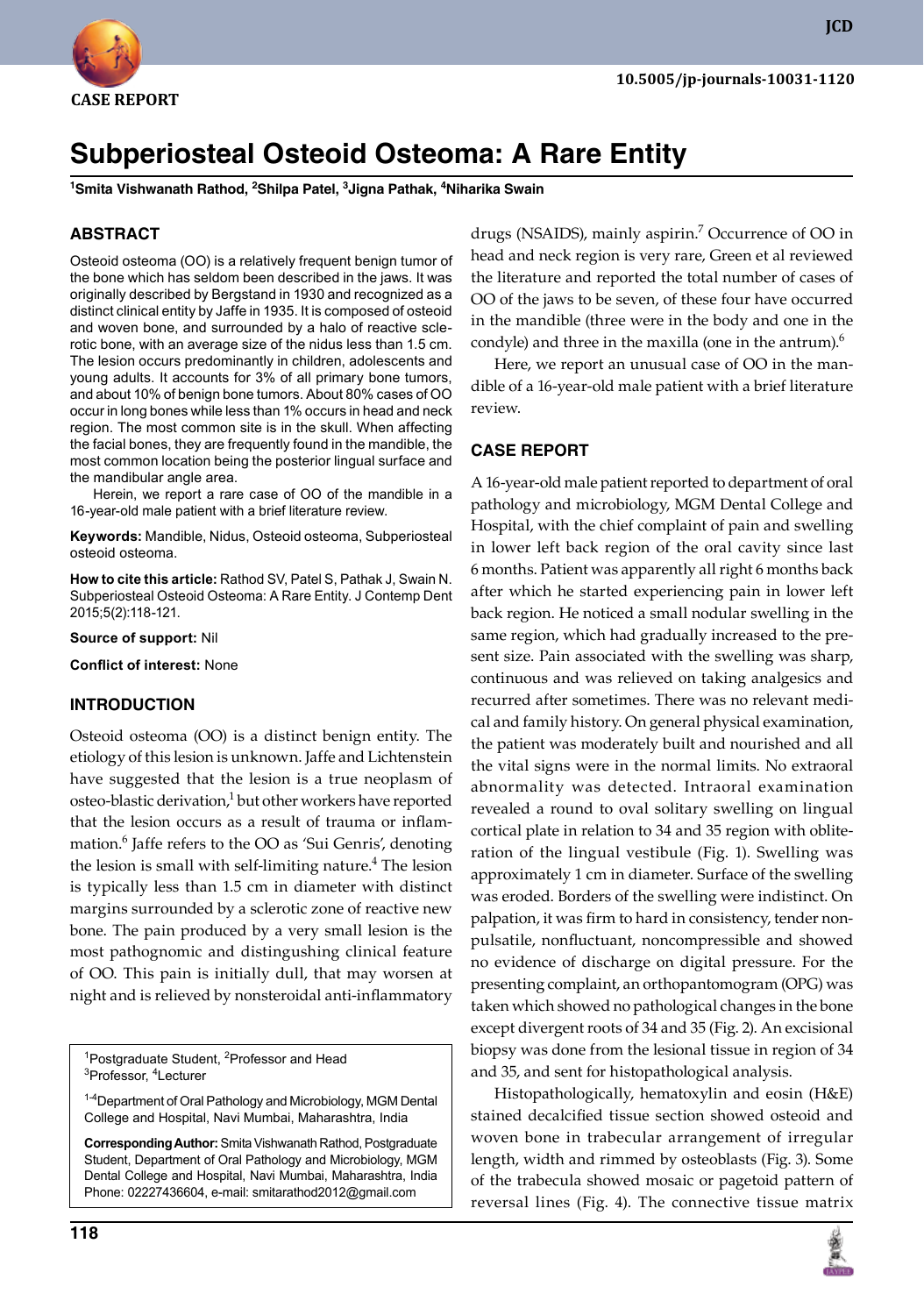CASE REPORT

# Subperiosteal Osteoid Osteoma: A Rare Entity

**[1]Smita Vishwanath Rathod, [2]Shilpa Patel, [3]Jigna Pathak, [4]Niharika Swain**

## ABSTRACT

Osteoid osteoma (OO) is a relatively frequent benign tumor of the bone which has seldom been described in the jaws. It was originally described by Bergstand in 1930 and recognized as a distinct clinical entity by Jaffe in 1935. It is composed of osteoid and woven bone, and surrounded by a halo of reactive sclerotic bone, with an average size of the nidus less than 1.5 cm. The lesion occurs predominantly in children, adolescents and young adults. It accounts for 3% of all primary bone tumors, and about 10% of benign bone tumors. About 80% cases of OO occur in long bones while less than 1% occurs in head and neck region. The most common site is in the skull. When affecting the facial bones, they are frequently found in the mandible, the most common location being the posterior lingual surface and the mandibular angle area.

Herein, we report a rare case of OO of the mandible in a 16-year-old male patient with a brief literature review.

**Keywords:** Mandible, Nidus, Osteoid osteoma, Subperiosteal osteoid osteoma.

**How to cite this article:** Rathod SV, Patel S, Pathak J, Swain N. Subperiosteal Osteoid Osteoma: A Rare Entity. J Contemp Dent 2015;5(2):118-121.

**Source of support:** Nil

**Conflict of interest:** None

## INTRODUCTION

Osteoid osteoma (OO) is a distinct benign entity. The etiology of this lesion is unknown. Jaffe and Lichtenstein have suggested that the lesion is a true neoplasm of osteo-blastic derivation,[1] but other workers have reported that the lesion occurs as a result of trauma or inflammation.[6] Jaffe refers to the OO as 'Sui Genris', denoting the lesion is small with self-limiting nature.[4] The lesion is typically less than 1.5 cm in diameter with distinct margins surrounded by a sclerotic zone of reactive new bone. The pain produced by a very small lesion is the most pathognomic and distingushing clinical feature of OO. This pain is initially dull, that may worsen at night and is relieved by nonsteroidal anti-inflammatory drugs (NSAIDS), mainly aspirin.[7] Occurrence of OO in head and neck region is very rare, Green et al reviewed the literature and reported the total number of cases of OO of the jaws to be seven, of these four have occurred in the mandible (three were in the body and one in the condyle) and three in the maxilla (one in the antrum).[6]

Here, we report an unusual case of OO in the mandible of a 16-year-old male patient with a brief literature review.

## CASE REPORT

A 16-year-old male patient reported to department of oral pathology and microbiology, MGM Dental College and Hospital, with the chief complaint of pain and swelling in lower left back region of the oral cavity since last 6 months. Patient was apparently all right 6 months back after which he started experiencing pain in lower left back region. He noticed a small nodular swelling in the same region, which had gradually increased to the present size. Pain associated with the swelling was sharp, continuous and was relieved on taking analgesics and recurred after sometimes. There was no relevant medical and family history. On general physical examination, the patient was moderately built and nourished and all the vital signs were in the normal limits. No extraoral abnormality was detected. Intraoral examination revealed a round to oval solitary swelling on lingual cortical plate in relation to 34 and 35 region with obliteration of the lingual vestibule (Fig. 1). Swelling was approximately 1 cm in diameter. Surface of the swelling was eroded. Borders of the swelling were indistinct. On palpation, it was firm to hard in consistency, tender nonpulsatile, nonfluctuant, noncompressible and showed no evidence of discharge on digital pressure. For the presenting complaint, an orthopantomogram (OPG) was taken which showed no pathological changes in the bone except divergent roots of 34 and 35 (Fig. 2). An excisional biopsy was done from the lesional tissue in region of 34 and 35, and sent for histopathological analysis.

Histopathologically, hematoxylin and eosin (H&E) stained decalcified tissue section showed osteoid and woven bone in trabecular arrangement of irregular length, width and rimmed by osteoblasts (Fig. 3). Some of the trabecula showed mosaic or pagetoid pattern of reversal lines (Fig. 4). The connective tissue matrix

[1]Postgraduate Student, [2]Professor and Head
[3]Professor, [4]Lecturer

[1-4]Department of Oral Pathology and Microbiology, MGM Dental College and Hospital, Navi Mumbai, Maharashtra, India

**Corresponding Author:** Smita Vishwanath Rathod, Postgraduate Student, Department of Oral Pathology and Microbiology, MGM Dental College and Hospital, Navi Mumbai, Maharashtra, India Phone: 02227436604, e-mail: smitarathod2012@gmail.com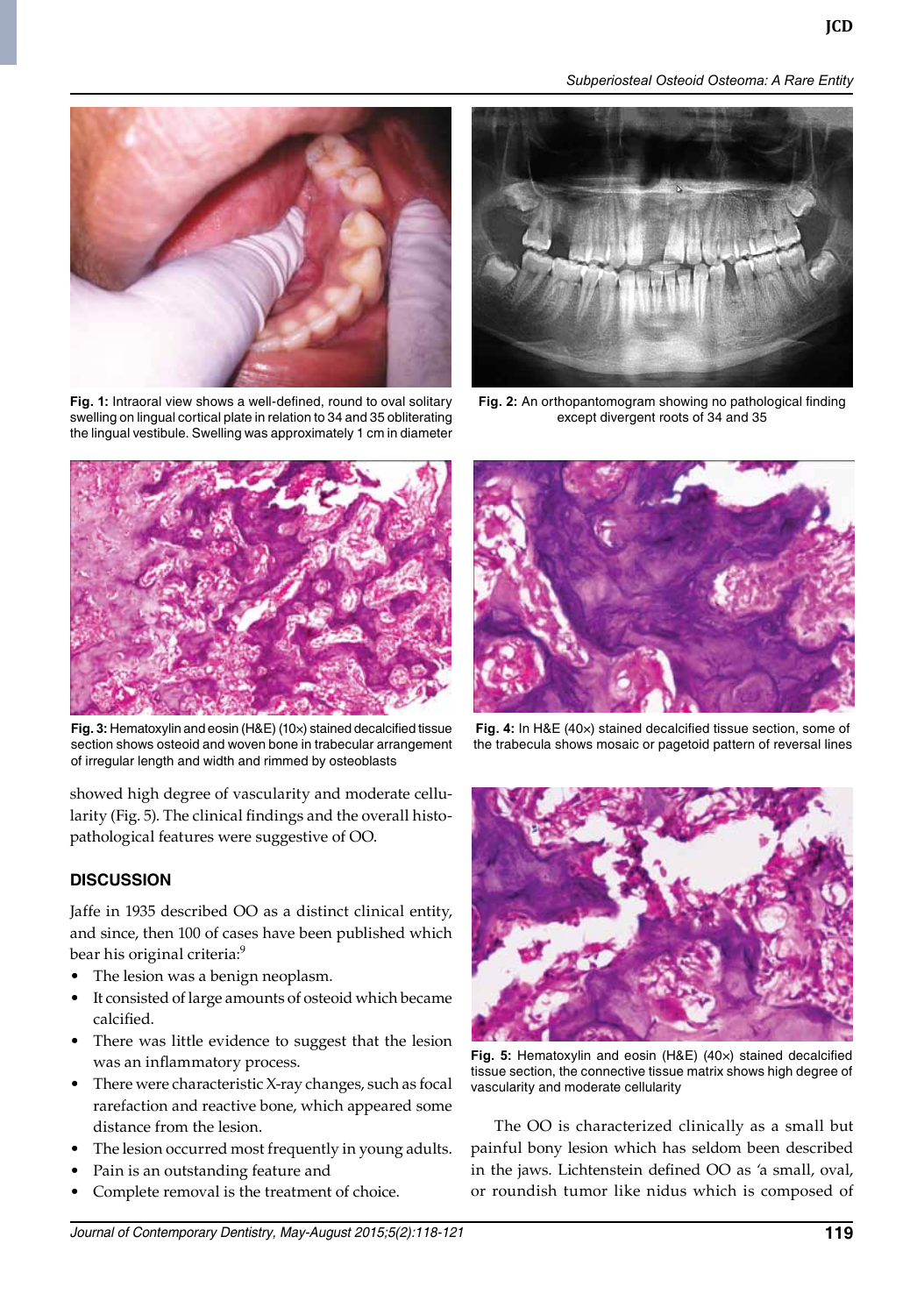Fig. 1: Intraoral view shows a well-defined, round to oval solitary swelling on lingual cortical plate in relation to 34 and 35 obliterating the lingual vestibule. Swelling was approximately 1 cm in diameter

Fig. 2: An orthopantomogram showing no pathological finding except divergent roots of 34 and 35

Fig. 3: Hematoxylin and eosin (H&E) (10×) stained decalcified tissue section shows osteoid and woven bone in trabecular arrangement of irregular length and width and rimmed by osteoblasts

Fig. 4: In H&E (40×) stained decalcified tissue section, some of the trabecula shows mosaic or pagetoid pattern of reversal lines

showed high degree of vascularity and moderate cellularity (Fig. 5). The clinical findings and the overall histopathological features were suggestive of OO.

## DISCUSSION

Jaffe in 1935 described OO as a distinct clinical entity, and since, then 100 of cases have been published which bear his original criteria:[9]

- The lesion was a benign neoplasm.
- It consisted of large amounts of osteoid which became calcified.
- There was little evidence to suggest that the lesion was an inflammatory process.
- There were characteristic X-ray changes, such as focal rarefaction and reactive bone, which appeared some distance from the lesion.
- The lesion occurred most frequently in young adults.
- Pain is an outstanding feature and
- Complete removal is the treatment of choice.

Fig. 5: Hematoxylin and eosin (H&E) (40×) stained decalcified tissue section, the connective tissue matrix shows high degree of vascularity and moderate cellularity

The OO is characterized clinically as a small but painful bony lesion which has seldom been described in the jaws. Lichtenstein defined OO as 'a small, oval, or roundish tumor like nidus which is composed of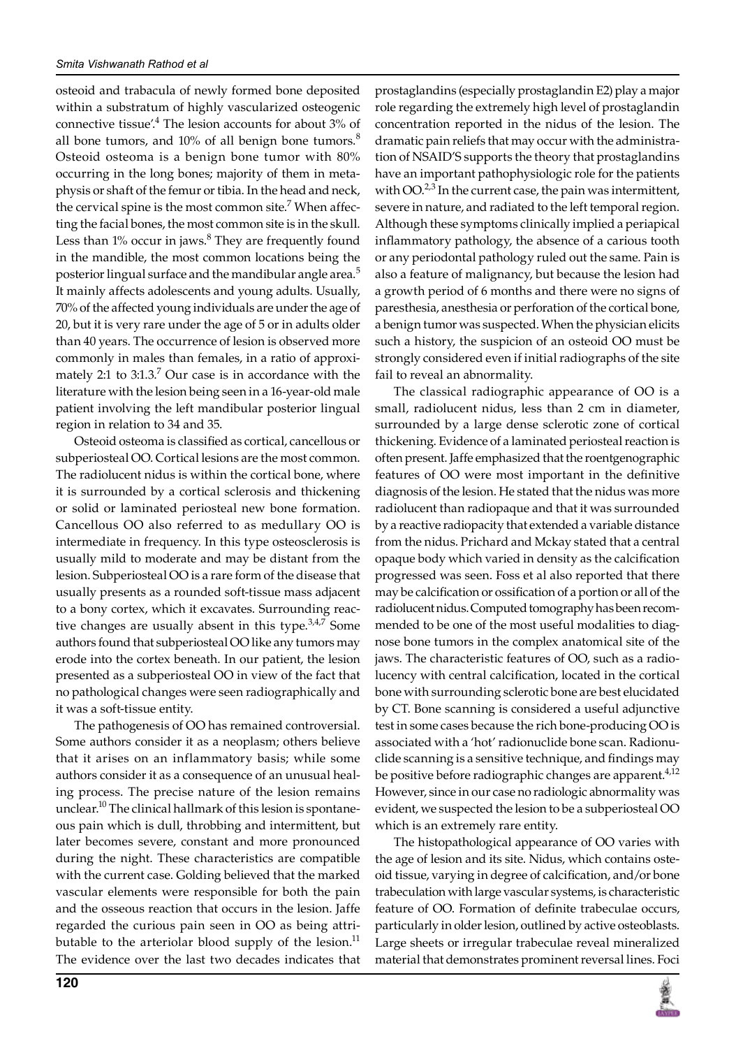osteoid and trabacula of newly formed bone deposited within a substratum of highly vascularized osteogenic connective tissue'.[4] The lesion accounts for about 3% of all bone tumors, and 10% of all benign bone tumors.[8] Osteoid osteoma is a benign bone tumor with 80% occurring in the long bones; majority of them in metaphysis or shaft of the femur or tibia. In the head and neck, the cervical spine is the most common site.[7] When affecting the facial bones, the most common site is in the skull. Less than 1% occur in jaws.[8] They are frequently found in the mandible, the most common locations being the posterior lingual surface and the mandibular angle area.[5] It mainly affects adolescents and young adults. Usually, 70% of the affected young individuals are under the age of 20, but it is very rare under the age of 5 or in adults older than 40 years. The occurrence of lesion is observed more commonly in males than females, in a ratio of approximately 2:1 to 3:1.3.[7] Our case is in accordance with the literature with the lesion being seen in a 16-year-old male patient involving the left mandibular posterior lingual region in relation to 34 and 35.

Osteoid osteoma is classified as cortical, cancellous or subperiosteal OO. Cortical lesions are the most common. The radiolucent nidus is within the cortical bone, where it is surrounded by a cortical sclerosis and thickening or solid or laminated periosteal new bone formation. Cancellous OO also referred to as medullary OO is intermediate in frequency. In this type osteosclerosis is usually mild to moderate and may be distant from the lesion. Subperiosteal OO is a rare form of the disease that usually presents as a rounded soft-tissue mass adjacent to a bony cortex, which it excavates. Surrounding reactive changes are usually absent in this type.[3,4,7] Some authors found that subperiosteal OO like any tumors may erode into the cortex beneath. In our patient, the lesion presented as a subperiosteal OO in view of the fact that no pathological changes were seen radiographically and it was a soft-tissue entity.

The pathogenesis of OO has remained controversial. Some authors consider it as a neoplasm; others believe that it arises on an inflammatory basis; while some authors consider it as a consequence of an unusual healing process. The precise nature of the lesion remains unclear.[10] The clinical hallmark of this lesion is spontaneous pain which is dull, throbbing and intermittent, but later becomes severe, constant and more pronounced during the night. These characteristics are compatible with the current case. Golding believed that the marked vascular elements were responsible for both the pain and the osseous reaction that occurs in the lesion. Jaffe regarded the curious pain seen in OO as being attributable to the arteriolar blood supply of the lesion.[11] The evidence over the last two decades indicates that prostaglandins (especially prostaglandin E2) play a major role regarding the extremely high level of prostaglandin concentration reported in the nidus of the lesion. The dramatic pain reliefs that may occur with the administration of NSAID'S supports the theory that prostaglandins have an important pathophysiologic role for the patients with OO.[2,3] In the current case, the pain was intermittent, severe in nature, and radiated to the left temporal region. Although these symptoms clinically implied a periapical inflammatory pathology, the absence of a carious tooth or any periodontal pathology ruled out the same. Pain is also a feature of malignancy, but because the lesion had a growth period of 6 months and there were no signs of paresthesia, anesthesia or perforation of the cortical bone, a benign tumor was suspected. When the physician elicits such a history, the suspicion of an osteoid OO must be strongly considered even if initial radiographs of the site fail to reveal an abnormality.

The classical radiographic appearance of OO is a small, radiolucent nidus, less than 2 cm in diameter, surrounded by a large dense sclerotic zone of cortical thickening. Evidence of a laminated periosteal reaction is often present. Jaffe emphasized that the roentgenographic features of OO were most important in the definitive diagnosis of the lesion. He stated that the nidus was more radiolucent than radiopaque and that it was surrounded by a reactive radiopacity that extended a variable distance from the nidus. Prichard and Mckay stated that a central opaque body which varied in density as the calcification progressed was seen. Foss et al also reported that there may be calcification or ossification of a portion or all of the radiolucent nidus. Computed tomography has been recommended to be one of the most useful modalities to diagnose bone tumors in the complex anatomical site of the jaws. The characteristic features of OO, such as a radiolucency with central calcification, located in the cortical bone with surrounding sclerotic bone are best elucidated by CT. Bone scanning is considered a useful adjunctive test in some cases because the rich bone-producing OO is associated with a 'hot' radionuclide bone scan. Radionuclide scanning is a sensitive technique, and findings may be positive before radiographic changes are apparent.[4,12] However, since in our case no radiologic abnormality was evident, we suspected the lesion to be a subperiosteal OO which is an extremely rare entity.

The histopathological appearance of OO varies with the age of lesion and its site. Nidus, which contains osteoid tissue, varying in degree of calcification, and/or bone trabeculation with large vascular systems, is characteristic feature of OO. Formation of definite trabeculae occurs, particularly in older lesion, outlined by active osteoblasts. Large sheets or irregular trabeculae reveal mineralized material that demonstrates prominent reversal lines. Foci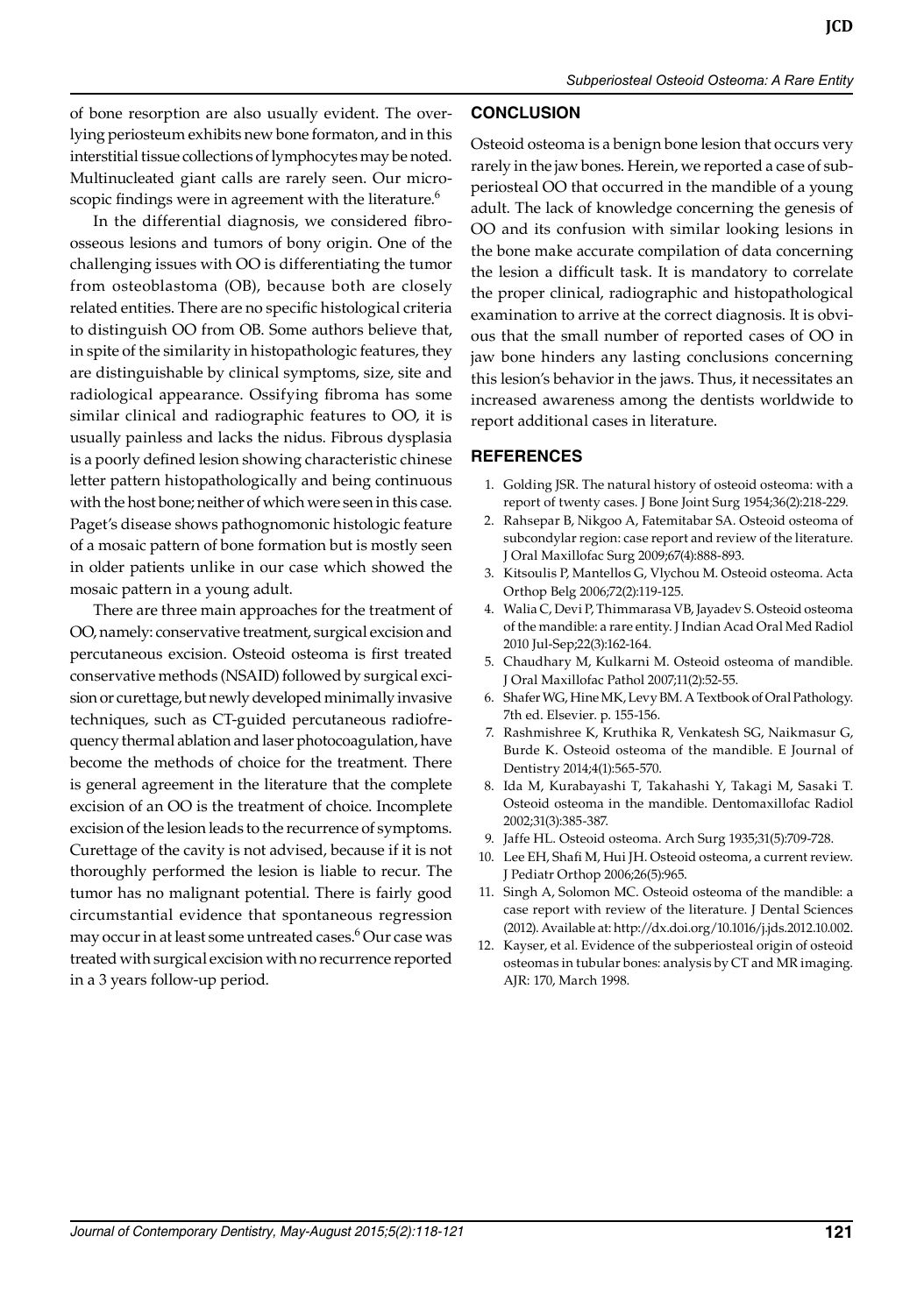of bone resorption are also usually evident. The overlying periosteum exhibits new bone formaton, and in this interstitial tissue collections of lymphocytes may be noted. Multinucleated giant calls are rarely seen. Our microscopic findings were in agreement with the literature.[6]

In the differential diagnosis, we considered fibro-osseous lesions and tumors of bony origin. One of the challenging issues with OO is differentiating the tumor from osteoblastoma (OB), because both are closely related entities. There are no specific histological criteria to distinguish OO from OB. Some authors believe that, in spite of the similarity in histopathologic features, they are distinguishable by clinical symptoms, size, site and radiological appearance. Ossifying fibroma has some similar clinical and radiographic features to OO, it is usually painless and lacks the nidus. Fibrous dysplasia is a poorly defined lesion showing characteristic chinese letter pattern histopathologically and being continuous with the host bone; neither of which were seen in this case. Paget's disease shows pathognomonic histologic feature of a mosaic pattern of bone formation but is mostly seen in older patients unlike in our case which showed the mosaic pattern in a young adult.

There are three main approaches for the treatment of OO, namely: conservative treatment, surgical excision and percutaneous excision. Osteoid osteoma is first treated conservative methods (NSAID) followed by surgical excision or curettage, but newly developed minimally invasive techniques, such as CT-guided percutaneous radiofrequency thermal ablation and laser photocoagulation, have become the methods of choice for the treatment. There is general agreement in the literature that the complete excision of an OO is the treatment of choice. Incomplete excision of the lesion leads to the recurrence of symptoms. Curettage of the cavity is not advised, because if it is not thoroughly performed the lesion is liable to recur. The tumor has no malignant potential. There is fairly good circumstantial evidence that spontaneous regression may occur in at least some untreated cases.[6] Our case was treated with surgical excision with no recurrence reported in a 3 years follow-up period.

## CONCLUSION

Osteoid osteoma is a benign bone lesion that occurs very rarely in the jaw bones. Herein, we reported a case of subperiosteal OO that occurred in the mandible of a young adult. The lack of knowledge concerning the genesis of OO and its confusion with similar looking lesions in the bone make accurate compilation of data concerning the lesion a difficult task. It is mandatory to correlate the proper clinical, radiographic and histopathological examination to arrive at the correct diagnosis. It is obvious that the small number of reported cases of OO in jaw bone hinders any lasting conclusions concerning this lesion's behavior in the jaws. Thus, it necessitates an increased awareness among the dentists worldwide to report additional cases in literature.

## REFERENCES

1. Golding JSR. The natural history of osteoid osteoma: with a report of twenty cases. J Bone Joint Surg 1954;36(2):218-229.
2. Rahsepar B, Nikgoo A, Fatemitabar SA. Osteoid osteoma of subcondylar region: case report and review of the literature. J Oral Maxillofac Surg 2009;67(4):888-893.
3. Kitsoulis P, Mantellos G, Vlychou M. Osteoid osteoma. Acta Orthop Belg 2006;72(2):119-125.
4. Walia C, Devi P, Thimmarasa VB, Jayadev S. Osteoid osteoma of the mandible: a rare entity. J Indian Acad Oral Med Radiol 2010 Jul-Sep;22(3):162-164.
5. Chaudhary M, Kulkarni M. Osteoid osteoma of mandible. J Oral Maxillofac Pathol 2007;11(2):52-55.
6. Shafer WG, Hine MK, Levy BM. A Textbook of Oral Pathology. 7th ed. Elsevier. p. 155-156.
7. Rashmishree K, Kruthika R, Venkatesh SG, Naikmasur G, Burde K. Osteoid osteoma of the mandible. E Journal of Dentistry 2014;4(1):565-570.
8. Ida M, Kurabayashi T, Takahashi Y, Takagi M, Sasaki T. Osteoid osteoma in the mandible. Dentomaxillofac Radiol 2002;31(3):385-387.
9. Jaffe HL. Osteoid osteoma. Arch Surg 1935;31(5):709-728.
10. Lee EH, Shafi M, Hui JH. Osteoid osteoma, a current review. J Pediatr Orthop 2006;26(5):965.
11. Singh A, Solomon MC. Osteoid osteoma of the mandible: a case report with review of the literature. J Dental Sciences (2012). Available at: http://dx.doi.org/10.1016/j.jds.2012.10.002.
12. Kayser, et al. Evidence of the subperiosteal origin of osteoid osteomas in tubular bones: analysis by CT and MR imaging. AJR: 170, March 1998.